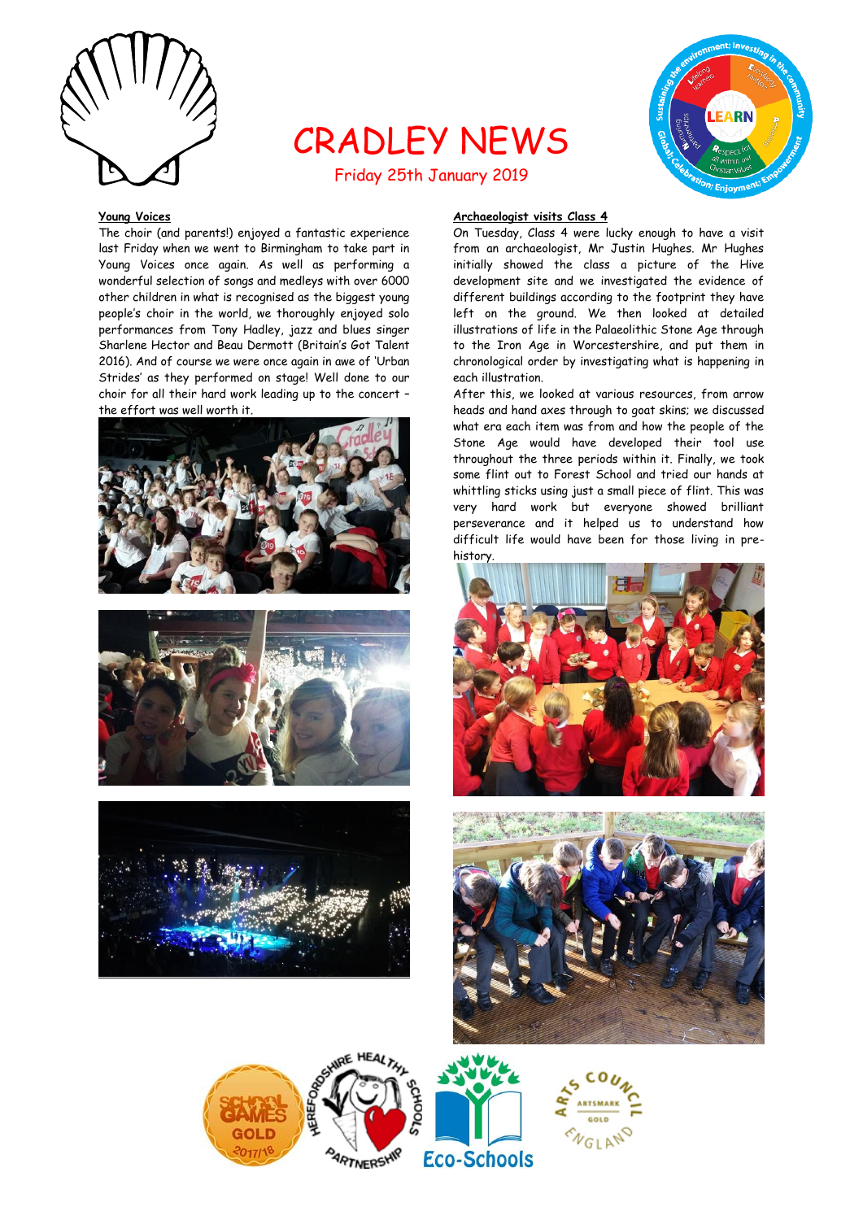# CRADLEY NEWS

Friday 25th January 2019

**Young Voices**

The choir (and parents!) enjoyed a fantastic experience last Friday when we went to Birmingham to take part in Young Voices once again. As well as performing a wonderful selection of songs and medleys with over 6000 other children in what is recognised as the biggest young people's choir in the world, we thoroughly enjoyed solo performances from Tony Hadley, jazz and blues singer Sharlene Hector and Beau Dermott (Britain's Got Talent 2016). And of course we were once again in awe of 'Urban Strides' as they performed on stage! Well done to our choir for all their hard work leading up to the concert – the effort was well worth it.

**Archaeologist visits Class 4**

On Tuesday, Class 4 were lucky enough to have a visit from an archaeologist, Mr Justin Hughes. Mr Hughes initially showed the class a picture of the Hive development site and we investigated the evidence of different buildings according to the footprint they have left on the ground. We then looked at detailed illustrations of life in the Palaeolithic Stone Age through to the Iron Age in Worcestershire, and put them in chronological order by investigating what is happening in each illustration.

After this, we looked at various resources, from arrow heads and hand axes through to goat skins; we discussed what era each item was from and how the people of the Stone Age would have developed their tool use throughout the three periods within it. Finally, we took some flint out to Forest School and tried our hands at whittling sticks using just a small piece of flint. This was very hard work but everyone showed brilliant perseverance and it helped us to understand how difficult life would have been for those living in pre-history.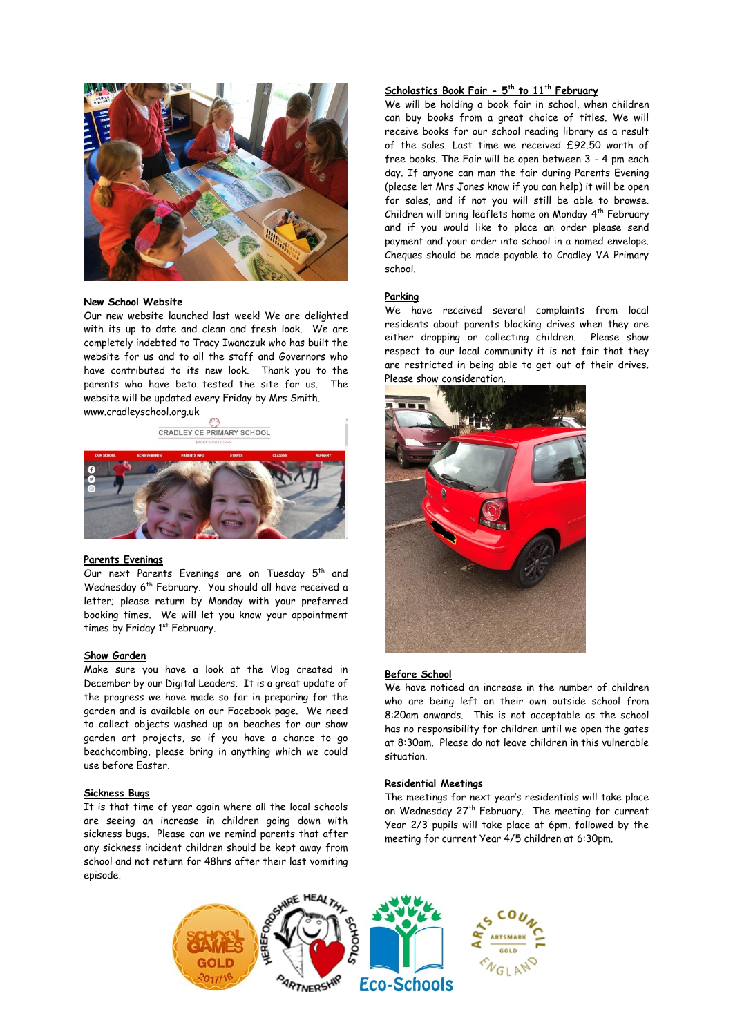## New School Website

Our new website launched last week! We are delighted with its up to date and clean and fresh look. We are completely indebted to Tracy Iwanczuk who has built the website for us and to all the staff and Governors who have contributed to its new look. Thank you to the parents who have beta tested the site for us. The website will be updated every Friday by Mrs Smith. www.cradleyschool.org.uk

## Parents Evenings

Our next Parents Evenings are on Tuesday 5th and Wednesday 6th February. You should all have received a letter; please return by Monday with your preferred booking times. We will let you know your appointment times by Friday 1st February.

## Show Garden

Make sure you have a look at the Vlog created in December by our Digital Leaders. It is a great update of the progress we have made so far in preparing for the garden and is available on our Facebook page. We need to collect objects washed up on beaches for our show garden art projects, so if you have a chance to go beachcombing, please bring in anything which we could use before Easter.

## Sickness Bugs

It is that time of year again where all the local schools are seeing an increase in children going down with sickness bugs. Please can we remind parents that after any sickness incident children should be kept away from school and not return for 48hrs after their last vomiting episode.

## Scholastics Book Fair - 5th to 11th February

We will be holding a book fair in school, when children can buy books from a great choice of titles. We will receive books for our school reading library as a result of the sales. Last time we received £92.50 worth of free books. The Fair will be open between 3 - 4 pm each day. If anyone can man the fair during Parents Evening (please let Mrs Jones know if you can help) it will be open for sales, and if not you will still be able to browse. Children will bring leaflets home on Monday 4th February and if you would like to place an order please send payment and your order into school in a named envelope. Cheques should be made payable to Cradley VA Primary school.

## Parking

We have received several complaints from local residents about parents blocking drives when they are either dropping or collecting children. Please show respect to our local community it is not fair that they are restricted in being able to get out of their drives. Please show consideration.

## Before School

We have noticed an increase in the number of children who are being left on their own outside school from 8:20am onwards. This is not acceptable as the school has no responsibility for children until we open the gates at 8:30am. Please do not leave children in this vulnerable situation.

## Residential Meetings

The meetings for next year's residentials will take place on Wednesday 27th February. The meeting for current Year 2/3 pupils will take place at 6pm, followed by the meeting for current Year 4/5 children at 6:30pm.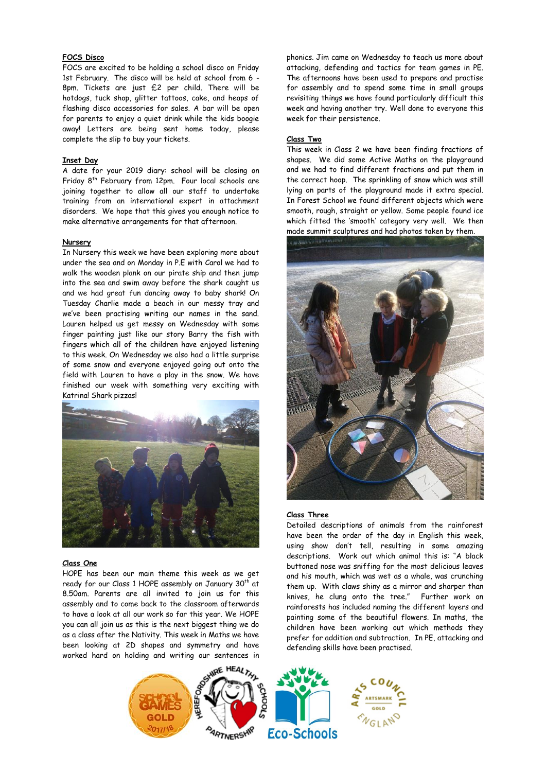**FOCS Disco**

FOCS are excited to be holding a school disco on Friday 1st February. The disco will be held at school from 6 - 8pm. Tickets are just £2 per child. There will be hotdogs, tuck shop, glitter tattoos, cake, and heaps of flashing disco accessories for sales. A bar will be open for parents to enjoy a quiet drink while the kids boogie away! Letters are being sent home today, please complete the slip to buy your tickets.

**Inset Day**

A date for your 2019 diary: school will be closing on Friday 8th February from 12pm. Four local schools are joining together to allow all our staff to undertake training from an international expert in attachment disorders. We hope that this gives you enough notice to make alternative arrangements for that afternoon.

**Nursery**

In Nursery this week we have been exploring more about under the sea and on Monday in P.E with Carol we had to walk the wooden plank on our pirate ship and then jump into the sea and swim away before the shark caught us and we had great fun dancing away to baby shark! On Tuesday Charlie made a beach in our messy tray and we've been practising writing our names in the sand. Lauren helped us get messy on Wednesday with some finger painting just like our story Barry the fish with fingers which all of the children have enjoyed listening to this week. On Wednesday we also had a little surprise of some snow and everyone enjoyed going out onto the field with Lauren to have a play in the snow. We have finished our week with something very exciting with Katrina! Shark pizzas!

**Class One**

HOPE has been our main theme this week as we get ready for our Class 1 HOPE assembly on January 30th at 8.50am. Parents are all invited to join us for this assembly and to come back to the classroom afterwards to have a look at all our work so far this year. We HOPE you can all join us as this is the next biggest thing we do as a class after the Nativity. This week in Maths we have been looking at 2D shapes and symmetry and have worked hard on holding and writing our sentences in phonics. Jim came on Wednesday to teach us more about attacking, defending and tactics for team games in PE. The afternoons have been used to prepare and practise for assembly and to spend some time in small groups revisiting things we have found particularly difficult this week and having another try. Well done to everyone this week for their persistence.

**Class Two**

This week in Class 2 we have been finding fractions of shapes. We did some Active Maths on the playground and we had to find different fractions and put them in the correct hoop. The sprinkling of snow which was still lying on parts of the playground made it extra special. In Forest School we found different objects which were smooth, rough, straight or yellow. Some people found ice which fitted the 'smooth' category very well. We then made summit sculptures and had photos taken by them.

**Class Three**

Detailed descriptions of animals from the rainforest have been the order of the day in English this week, using show don't tell, resulting in some amazing descriptions. Work out which animal this is: "A black buttoned nose was sniffing for the most delicious leaves and his mouth, which was wet as a whale, was crunching them up. With claws shiny as a mirror and sharper than knives, he clung onto the tree." Further work on rainforests has included naming the different layers and painting some of the beautiful flowers. In maths, the children have been working out which methods they prefer for addition and subtraction. In PE, attacking and defending skills have been practised.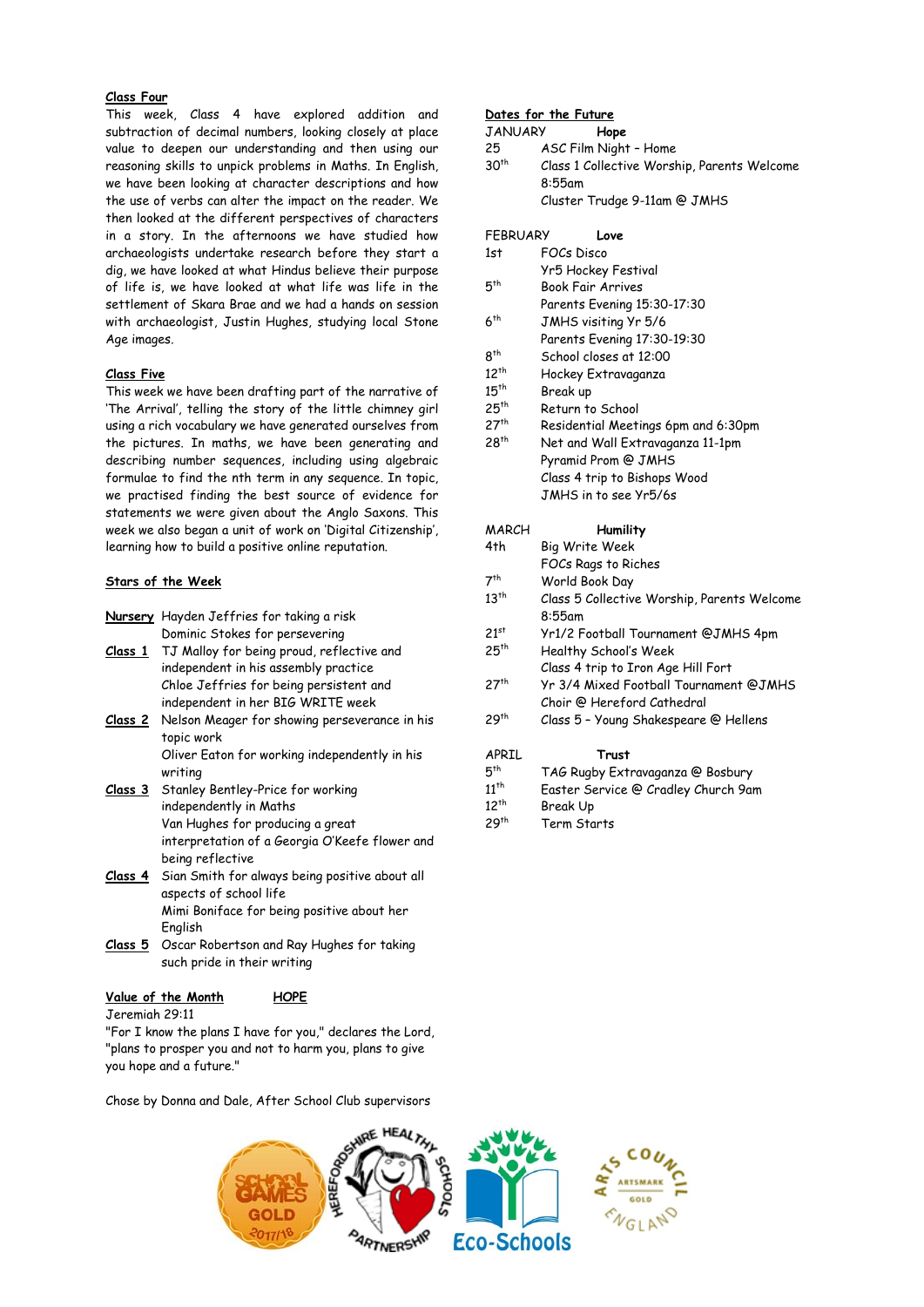**Class Four**

This week, Class 4 have explored addition and subtraction of decimal numbers, looking closely at place value to deepen our understanding and then using our reasoning skills to unpick problems in Maths. In English, we have been looking at character descriptions and how the use of verbs can alter the impact on the reader. We then looked at the different perspectives of characters in a story. In the afternoons we have studied how archaeologists undertake research before they start a dig, we have looked at what Hindus believe their purpose of life is, we have looked at what life was life in the settlement of Skara Brae and we had a hands on session with archaeologist, Justin Hughes, studying local Stone Age images.

**Class Five**

This week we have been drafting part of the narrative of 'The Arrival', telling the story of the little chimney girl using a rich vocabulary we have generated ourselves from the pictures. In maths, we have been generating and describing number sequences, including using algebraic formulae to find the nth term in any sequence. In topic, we practised finding the best source of evidence for statements we were given about the Anglo Saxons. This week we also began a unit of work on 'Digital Citizenship', learning how to build a positive online reputation.

**Stars of the Week**

**Nursery** Hayden Jeffries for taking a risk
Dominic Stokes for persevering

**Class 1** TJ Malloy for being proud, reflective and independent in his assembly practice
Chloe Jeffries for being persistent and independent in her BIG WRITE week

**Class 2** Nelson Meager for showing perseverance in his topic work
Oliver Eaton for working independently in his writing

**Class 3** Stanley Bentley-Price for working independently in Maths
Van Hughes for producing a great interpretation of a Georgia O'Keefe flower and being reflective

**Class 4** Sian Smith for always being positive about all aspects of school life
Mimi Boniface for being positive about her English

**Class 5** Oscar Robertson and Ray Hughes for taking such pride in their writing

**Value of the Month** **HOPE**

Jeremiah 29:11
"For I know the plans I have for you," declares the Lord, "plans to prosper you and not to harm you, plans to give you hope and a future."

Chose by Donna and Dale, After School Club supervisors

**Dates for the Future**

JANUARY **Hope**

| | |
|---|---|
| 25 | ASC Film Night – Home |
| 30th | Class 1 Collective Worship, Parents Welcome 8:55am |
| | Cluster Trudge 9-11am @ JMHS |

FEBRUARY **Love**

| | |
|---|---|
| 1st | FOCs Disco |
| | Yr5 Hockey Festival |
| 5th | Book Fair Arrives |
| | Parents Evening 15:30-17:30 |
| 6th | JMHS visiting Yr 5/6 |
| | Parents Evening 17:30-19:30 |
| 8th | School closes at 12:00 |
| 12th | Hockey Extravaganza |
| 15th | Break up |
| 25th | Return to School |
| 27th | Residential Meetings 6pm and 6:30pm |
| 28th | Net and Wall Extravaganza 11-1pm |
| | Pyramid Prom @ JMHS |
| | Class 4 trip to Bishops Wood |
| | JMHS in to see Yr5/6s |

MARCH **Humility**

| | |
|---|---|
| 4th | Big Write Week |
| | FOCs Rags to Riches |
| 7th | World Book Day |
| 13th | Class 5 Collective Worship, Parents Welcome 8:55am |
| 21st | Yr1/2 Football Tournament @JMHS 4pm |
| 25th | Healthy School's Week |
| | Class 4 trip to Iron Age Hill Fort |
| 27th | Yr 3/4 Mixed Football Tournament @JMHS |
| | Choir @ Hereford Cathedral |
| 29th | Class 5 – Young Shakespeare @ Hellens |

APRIL **Trust**

| | |
|---|---|
| 5th | TAG Rugby Extravaganza @ Bosbury |
| 11th | Easter Service @ Cradley Church 9am |
| 12th | Break Up |
| 29th | Term Starts |